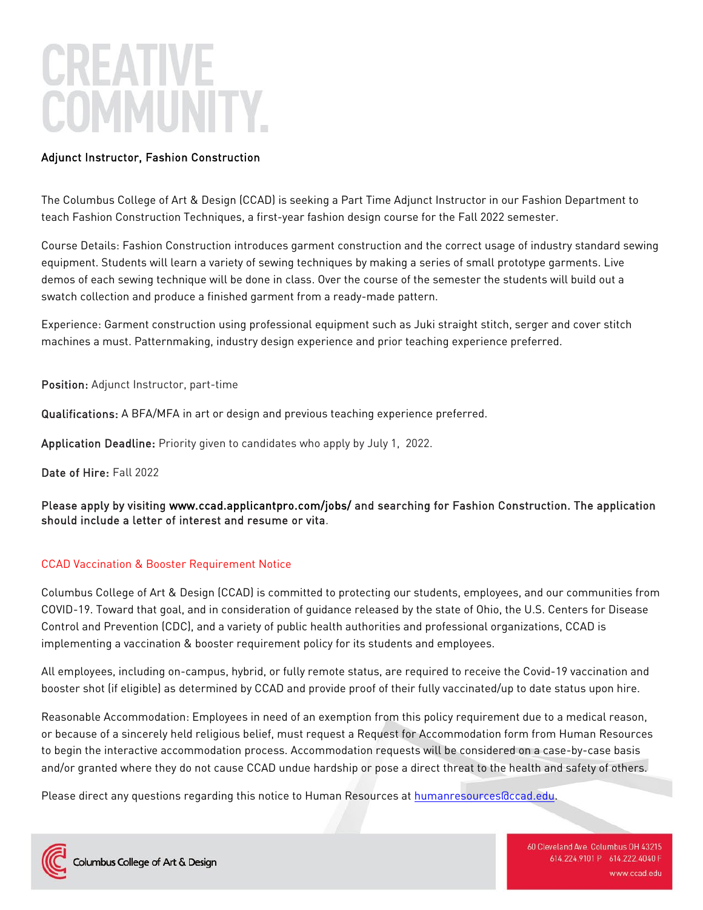# CREATIVE COMMUNITY.

**Adjunct Instructor, Fashion Construction**

The Columbus College of Art & Design (CCAD) is seeking a Part Time Adjunct Instructor in our Fashion Department to teach Fashion Construction Techniques, a first-year fashion design course for the Fall 2022 semester.

Course Details: Fashion Construction introduces garment construction and the correct usage of industry standard sewing equipment. Students will learn a variety of sewing techniques by making a series of small prototype garments. Live demos of each sewing technique will be done in class. Over the course of the semester the students will build out a swatch collection and produce a finished garment from a ready-made pattern.

Experience: Garment construction using professional equipment such as Juki straight stitch, serger and cover stitch machines a must. Patternmaking, industry design experience and prior teaching experience preferred.

**Position:** Adjunct Instructor, part-time

**Qualifications:** A BFA/MFA in art or design and previous teaching experience preferred.

**Application Deadline:** Priority given to candidates who apply by July 1, 2022.

**Date of Hire:** Fall 2022

**Please apply by visiting www.ccad.applicantpro.com/jobs/ and searching for Fashion Construction. The application should include a letter of interest and resume or vita.**

## CCAD Vaccination & Booster Requirement Notice

Columbus College of Art & Design (CCAD) is committed to protecting our students, employees, and our communities from COVID-19. Toward that goal, and in consideration of guidance released by the state of Ohio, the U.S. Centers for Disease Control and Prevention (CDC), and a variety of public health authorities and professional organizations, CCAD is implementing a vaccination & booster requirement policy for its students and employees.

All employees, including on-campus, hybrid, or fully remote status, are required to receive the Covid-19 vaccination and booster shot (if eligible) as determined by CCAD and provide proof of their fully vaccinated/up to date status upon hire.

Reasonable Accommodation: Employees in need of an exemption from this policy requirement due to a medical reason, or because of a sincerely held religious belief, must request a Request for Accommodation form from Human Resources to begin the interactive accommodation process. Accommodation requests will be considered on a case-by-case basis and/or granted where they do not cause CCAD undue hardship or pose a direct threat to the health and safety of others.

Please direct any questions regarding this notice to Human Resources at humanresources@ccad.edu.

Columbus College of Art & Design

60 Cleveland Ave. Columbus OH 43215
614.224.9101 P 614.222.4040 F
www.ccad.edu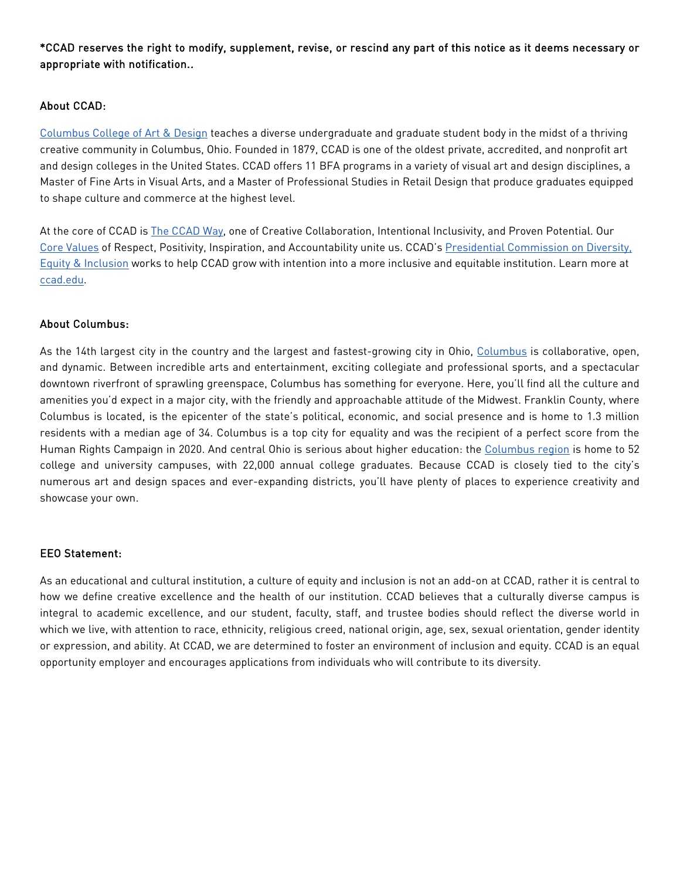**\*CCAD reserves the right to modify, supplement, revise, or rescind any part of this notice as it deems necessary or appropriate with notification..**

**About CCAD:**

[Columbus College of Art & Design](https://www.ccad.edu) teaches a diverse undergraduate and graduate student body in the midst of a thriving creative community in Columbus, Ohio. Founded in 1879, CCAD is one of the oldest private, accredited, and nonprofit art and design colleges in the United States. CCAD offers 11 BFA programs in a variety of visual art and design disciplines, a Master of Fine Arts in Visual Arts, and a Master of Professional Studies in Retail Design that produce graduates equipped to shape culture and commerce at the highest level.

At the core of CCAD is The CCAD Way, one of Creative Collaboration, Intentional Inclusivity, and Proven Potential. Our Core Values of Respect, Positivity, Inspiration, and Accountability unite us. CCAD's Presidential Commission on Diversity, Equity & Inclusion works to help CCAD grow with intention into a more inclusive and equitable institution. Learn more at [ccad.edu](https://www.ccad.edu).

**About Columbus:**

As the 14th largest city in the country and the largest and fastest-growing city in Ohio, Columbus is collaborative, open, and dynamic. Between incredible arts and entertainment, exciting collegiate and professional sports, and a spectacular downtown riverfront of sprawling greenspace, Columbus has something for everyone. Here, you'll find all the culture and amenities you'd expect in a major city, with the friendly and approachable attitude of the Midwest. Franklin County, where Columbus is located, is the epicenter of the state's political, economic, and social presence and is home to 1.3 million residents with a median age of 34. Columbus is a top city for equality and was the recipient of a perfect score from the Human Rights Campaign in 2020. And central Ohio is serious about higher education: the Columbus region is home to 52 college and university campuses, with 22,000 annual college graduates. Because CCAD is closely tied to the city's numerous art and design spaces and ever-expanding districts, you'll have plenty of places to experience creativity and showcase your own.

**EEO Statement:**

As an educational and cultural institution, a culture of equity and inclusion is not an add-on at CCAD, rather it is central to how we define creative excellence and the health of our institution. CCAD believes that a culturally diverse campus is integral to academic excellence, and our student, faculty, staff, and trustee bodies should reflect the diverse world in which we live, with attention to race, ethnicity, religious creed, national origin, age, sex, sexual orientation, gender identity or expression, and ability. At CCAD, we are determined to foster an environment of inclusion and equity. CCAD is an equal opportunity employer and encourages applications from individuals who will contribute to its diversity.